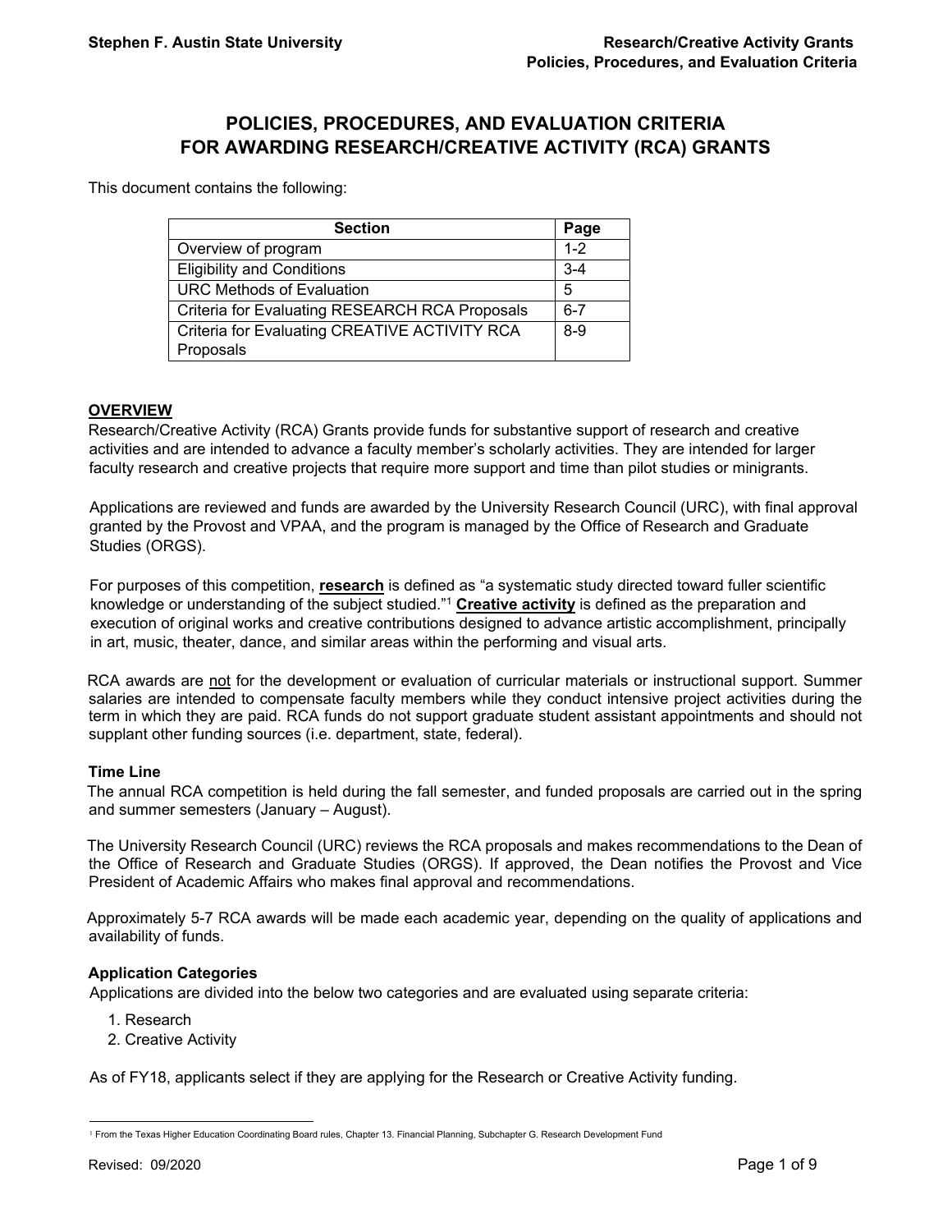# POLICIES, PROCEDURES, AND EVALUATION CRITERIA FOR AWARDING RESEARCH/CREATIVE ACTIVITY (RCA) GRANTS

This document contains the following:

| Section | Page |
|---|---|
| Overview of program | 1-2 |
| Eligibility and Conditions | 3-4 |
| URC Methods of Evaluation | 5 |
| Criteria for Evaluating RESEARCH RCA Proposals | 6-7 |
| Criteria for Evaluating CREATIVE ACTIVITY RCA Proposals | 8-9 |

## OVERVIEW

Research/Creative Activity (RCA) Grants provide funds for substantive support of research and creative activities and are intended to advance a faculty member's scholarly activities. They are intended for larger faculty research and creative projects that require more support and time than pilot studies or minigrants.

Applications are reviewed and funds are awarded by the University Research Council (URC), with final approval granted by the Provost and VPAA, and the program is managed by the Office of Research and Graduate Studies (ORGS).

For purposes of this competition, **research** is defined as "a systematic study directed toward fuller scientific knowledge or understanding of the subject studied."[1] **Creative activity** is defined as the preparation and execution of original works and creative contributions designed to advance artistic accomplishment, principally in art, music, theater, dance, and similar areas within the performing and visual arts.

RCA awards are not for the development or evaluation of curricular materials or instructional support. Summer salaries are intended to compensate faculty members while they conduct intensive project activities during the term in which they are paid. RCA funds do not support graduate student assistant appointments and should not supplant other funding sources (i.e. department, state, federal).

### Time Line

The annual RCA competition is held during the fall semester, and funded proposals are carried out in the spring and summer semesters (January – August).

The University Research Council (URC) reviews the RCA proposals and makes recommendations to the Dean of the Office of Research and Graduate Studies (ORGS). If approved, the Dean notifies the Provost and Vice President of Academic Affairs who makes final approval and recommendations.

Approximately 5-7 RCA awards will be made each academic year, depending on the quality of applications and availability of funds.

### Application Categories

Applications are divided into the below two categories and are evaluated using separate criteria:

1. Research
2. Creative Activity

As of FY18, applicants select if they are applying for the Research or Creative Activity funding.

[1] From the Texas Higher Education Coordinating Board rules, Chapter 13. Financial Planning, Subchapter G. Research Development Fund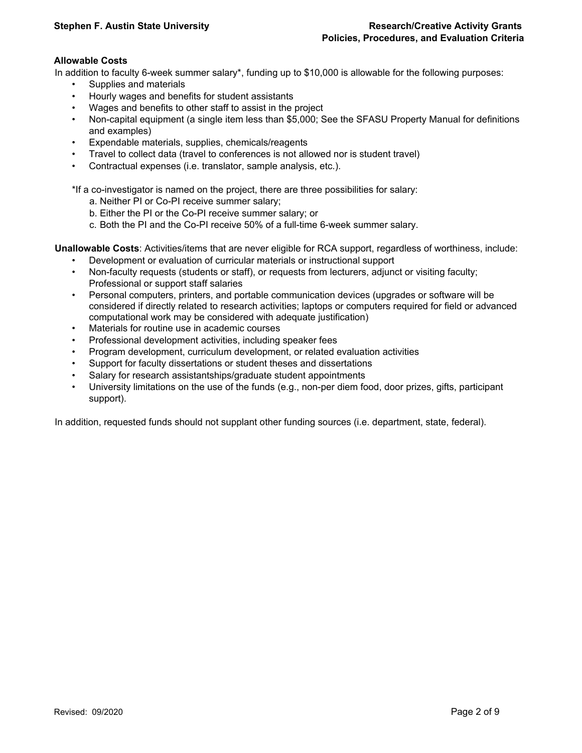**Allowable Costs**

In addition to faculty 6-week summer salary*, funding up to $10,000 is allowable for the following purposes:

- Supplies and materials
- Hourly wages and benefits for student assistants
- Wages and benefits to other staff to assist in the project
- Non-capital equipment (a single item less than $5,000; See the SFASU Property Manual for definitions and examples)
- Expendable materials, supplies, chemicals/reagents
- Travel to collect data (travel to conferences is not allowed nor is student travel)
- Contractual expenses (i.e. translator, sample analysis, etc.).

*If a co-investigator is named on the project, there are three possibilities for salary:

a. Neither PI or Co-PI receive summer salary;
b. Either the PI or the Co-PI receive summer salary; or
c. Both the PI and the Co-PI receive 50% of a full-time 6-week summer salary.

**Unallowable Costs**: Activities/items that are never eligible for RCA support, regardless of worthiness, include:

- Development or evaluation of curricular materials or instructional support
- Non-faculty requests (students or staff), or requests from lecturers, adjunct or visiting faculty; Professional or support staff salaries
- Personal computers, printers, and portable communication devices (upgrades or software will be considered if directly related to research activities; laptops or computers required for field or advanced computational work may be considered with adequate justification)
- Materials for routine use in academic courses
- Professional development activities, including speaker fees
- Program development, curriculum development, or related evaluation activities
- Support for faculty dissertations or student theses and dissertations
- Salary for research assistantships/graduate student appointments
- University limitations on the use of the funds (e.g., non-per diem food, door prizes, gifts, participant support).

In addition, requested funds should not supplant other funding sources (i.e. department, state, federal).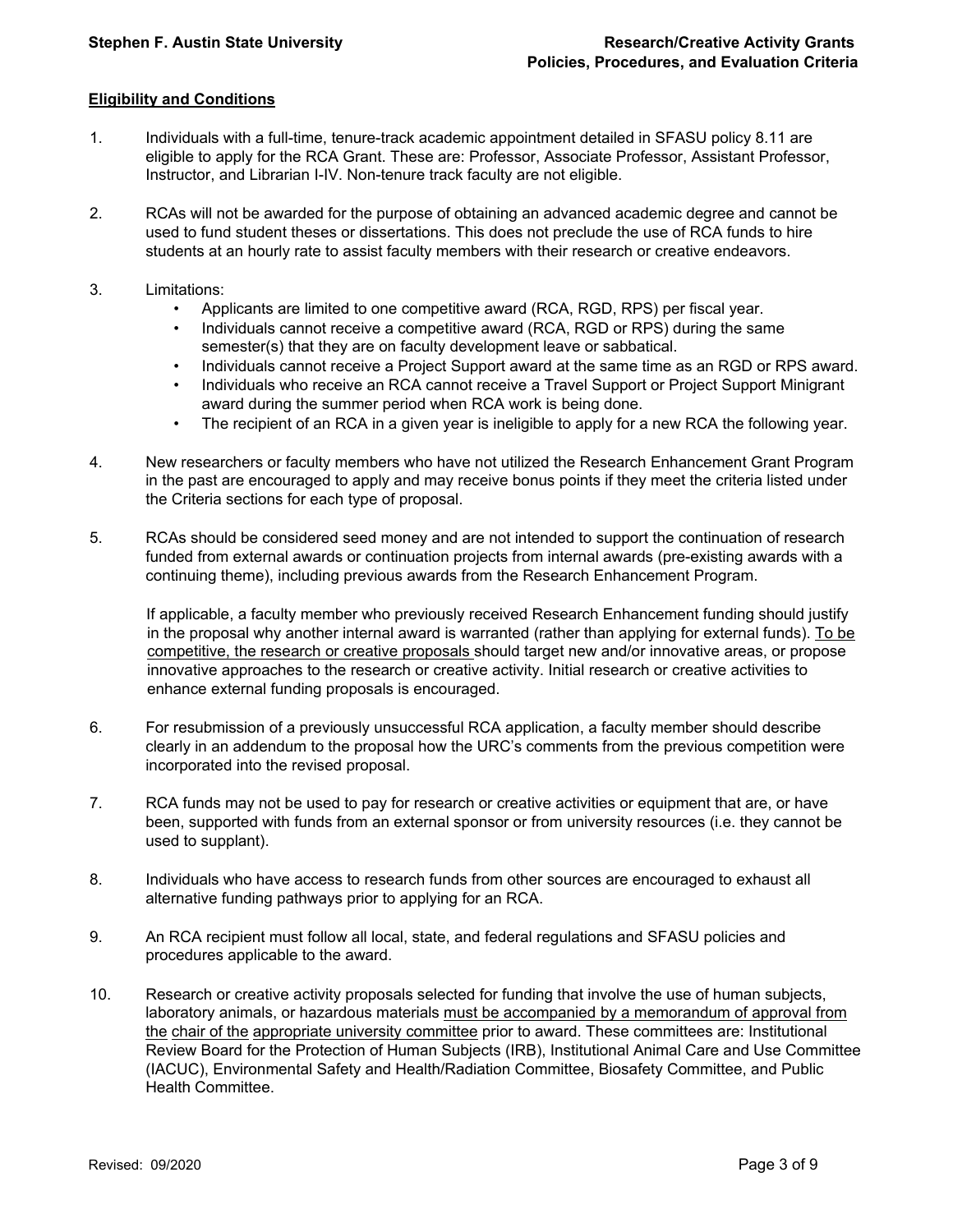## Eligibility and Conditions

1. Individuals with a full-time, tenure-track academic appointment detailed in SFASU policy 8.11 are eligible to apply for the RCA Grant. These are: Professor, Associate Professor, Assistant Professor, Instructor, and Librarian I-IV. Non-tenure track faculty are not eligible.

2. RCAs will not be awarded for the purpose of obtaining an advanced academic degree and cannot be used to fund student theses or dissertations. This does not preclude the use of RCA funds to hire students at an hourly rate to assist faculty members with their research or creative endeavors.

3. Limitations:
   - Applicants are limited to one competitive award (RCA, RGD, RPS) per fiscal year.
   - Individuals cannot receive a competitive award (RCA, RGD or RPS) during the same semester(s) that they are on faculty development leave or sabbatical.
   - Individuals cannot receive a Project Support award at the same time as an RGD or RPS award.
   - Individuals who receive an RCA cannot receive a Travel Support or Project Support Minigrant award during the summer period when RCA work is being done.
   - The recipient of an RCA in a given year is ineligible to apply for a new RCA the following year.

4. New researchers or faculty members who have not utilized the Research Enhancement Grant Program in the past are encouraged to apply and may receive bonus points if they meet the criteria listed under the Criteria sections for each type of proposal.

5. RCAs should be considered seed money and are not intended to support the continuation of research funded from external awards or continuation projects from internal awards (pre-existing awards with a continuing theme), including previous awards from the Research Enhancement Program.

   If applicable, a faculty member who previously received Research Enhancement funding should justify in the proposal why another internal award is warranted (rather than applying for external funds). <u>To be competitive, the research or creative proposals</u> should target new and/or innovative areas, or propose innovative approaches to the research or creative activity. Initial research or creative activities to enhance external funding proposals is encouraged.

6. For resubmission of a previously unsuccessful RCA application, a faculty member should describe clearly in an addendum to the proposal how the URC's comments from the previous competition were incorporated into the revised proposal.

7. RCA funds may not be used to pay for research or creative activities or equipment that are, or have been, supported with funds from an external sponsor or from university resources (i.e. they cannot be used to supplant).

8. Individuals who have access to research funds from other sources are encouraged to exhaust all alternative funding pathways prior to applying for an RCA.

9. An RCA recipient must follow all local, state, and federal regulations and SFASU policies and procedures applicable to the award.

10. Research or creative activity proposals selected for funding that involve the use of human subjects, laboratory animals, or hazardous materials <u>must be accompanied by a memorandum of approval from the chair of the appropriate university committee</u> prior to award. These committees are: Institutional Review Board for the Protection of Human Subjects (IRB), Institutional Animal Care and Use Committee (IACUC), Environmental Safety and Health/Radiation Committee, Biosafety Committee, and Public Health Committee.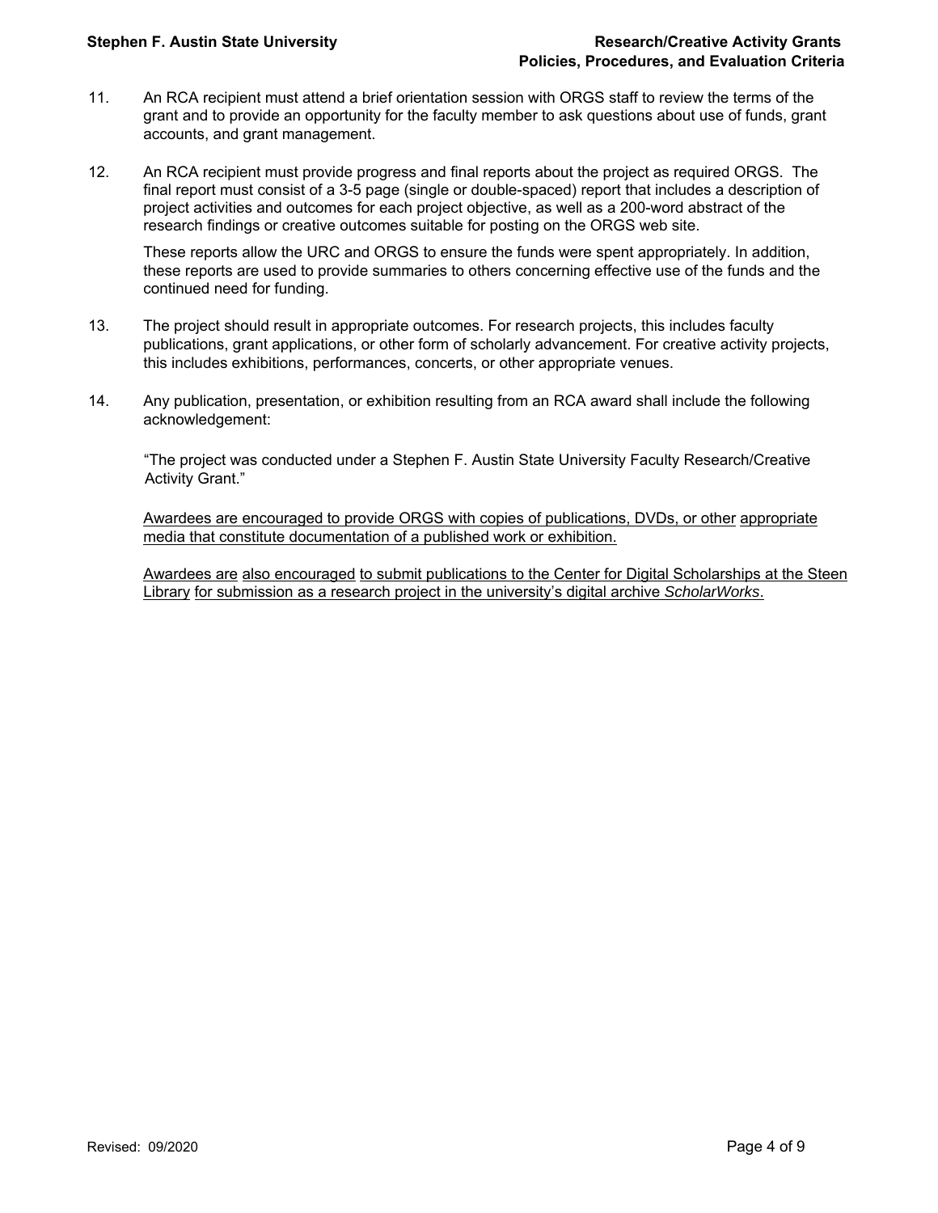11. An RCA recipient must attend a brief orientation session with ORGS staff to review the terms of the grant and to provide an opportunity for the faculty member to ask questions about use of funds, grant accounts, and grant management.

12. An RCA recipient must provide progress and final reports about the project as required ORGS. The final report must consist of a 3-5 page (single or double-spaced) report that includes a description of project activities and outcomes for each project objective, as well as a 200-word abstract of the research findings or creative outcomes suitable for posting on the ORGS web site.

    These reports allow the URC and ORGS to ensure the funds were spent appropriately. In addition, these reports are used to provide summaries to others concerning effective use of the funds and the continued need for funding.

13. The project should result in appropriate outcomes. For research projects, this includes faculty publications, grant applications, or other form of scholarly advancement. For creative activity projects, this includes exhibitions, performances, concerts, or other appropriate venues.

14. Any publication, presentation, or exhibition resulting from an RCA award shall include the following acknowledgement:

    "The project was conducted under a Stephen F. Austin State University Faculty Research/Creative Activity Grant."

    <u>Awardees are encouraged to provide ORGS with copies of publications, DVDs, or other appropriate media that constitute documentation of a published work or exhibition.</u>

    <u>Awardees are also encouraged to submit publications to the Center for Digital Scholarships at the Steen Library for submission as a research project in the university's digital archive *ScholarWorks*.</u>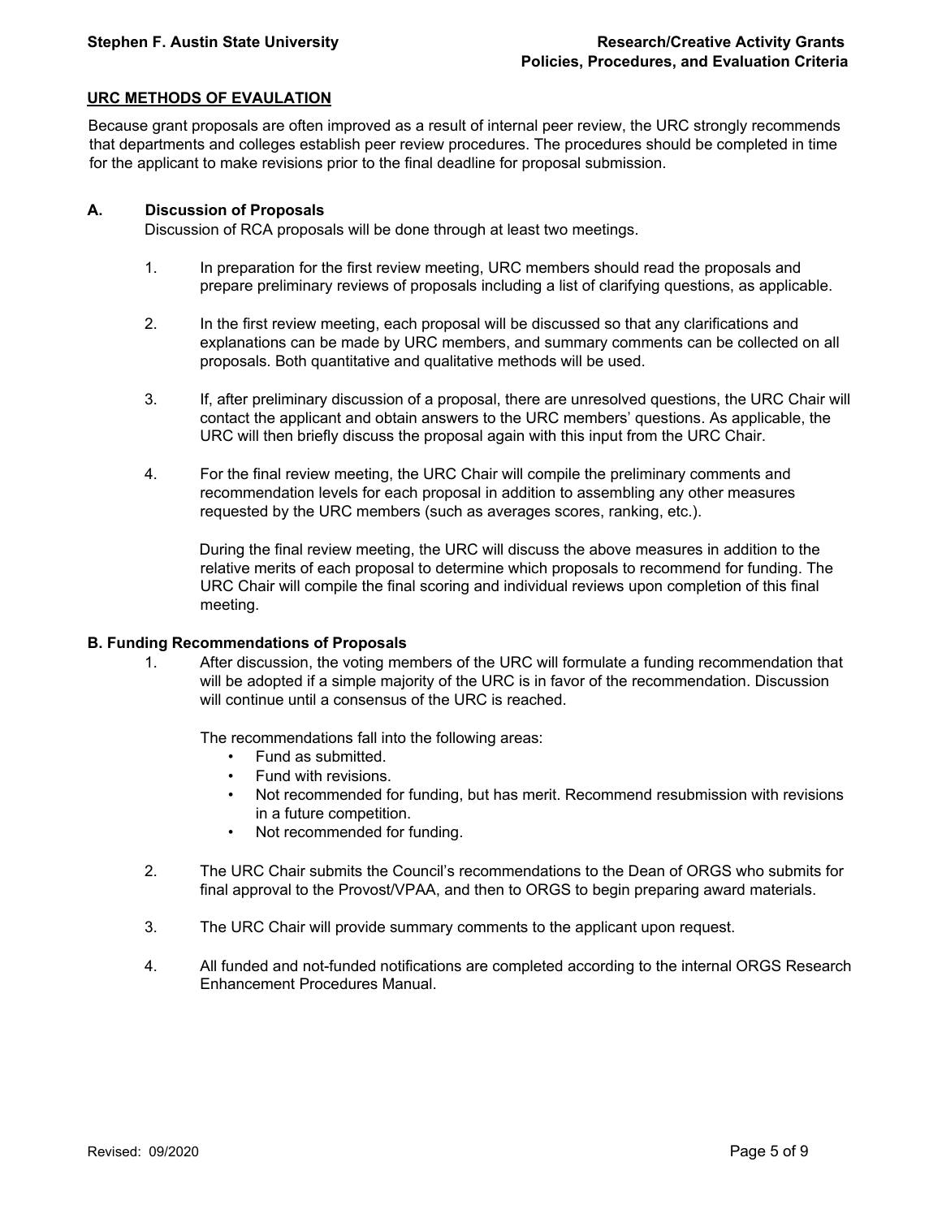## URC METHODS OF EVAULATION

Because grant proposals are often improved as a result of internal peer review, the URC strongly recommends that departments and colleges establish peer review procedures. The procedures should be completed in time for the applicant to make revisions prior to the final deadline for proposal submission.

### A. Discussion of Proposals

Discussion of RCA proposals will be done through at least two meetings.

1. In preparation for the first review meeting, URC members should read the proposals and prepare preliminary reviews of proposals including a list of clarifying questions, as applicable.

2. In the first review meeting, each proposal will be discussed so that any clarifications and explanations can be made by URC members, and summary comments can be collected on all proposals. Both quantitative and qualitative methods will be used.

3. If, after preliminary discussion of a proposal, there are unresolved questions, the URC Chair will contact the applicant and obtain answers to the URC members' questions. As applicable, the URC will then briefly discuss the proposal again with this input from the URC Chair.

4. For the final review meeting, the URC Chair will compile the preliminary comments and recommendation levels for each proposal in addition to assembling any other measures requested by the URC members (such as averages scores, ranking, etc.).

   During the final review meeting, the URC will discuss the above measures in addition to the relative merits of each proposal to determine which proposals to recommend for funding. The URC Chair will compile the final scoring and individual reviews upon completion of this final meeting.

### B. Funding Recommendations of Proposals

1. After discussion, the voting members of the URC will formulate a funding recommendation that will be adopted if a simple majority of the URC is in favor of the recommendation. Discussion will continue until a consensus of the URC is reached.

   The recommendations fall into the following areas:
   - Fund as submitted.
   - Fund with revisions.
   - Not recommended for funding, but has merit. Recommend resubmission with revisions in a future competition.
   - Not recommended for funding.

2. The URC Chair submits the Council's recommendations to the Dean of ORGS who submits for final approval to the Provost/VPAA, and then to ORGS to begin preparing award materials.

3. The URC Chair will provide summary comments to the applicant upon request.

4. All funded and not-funded notifications are completed according to the internal ORGS Research Enhancement Procedures Manual.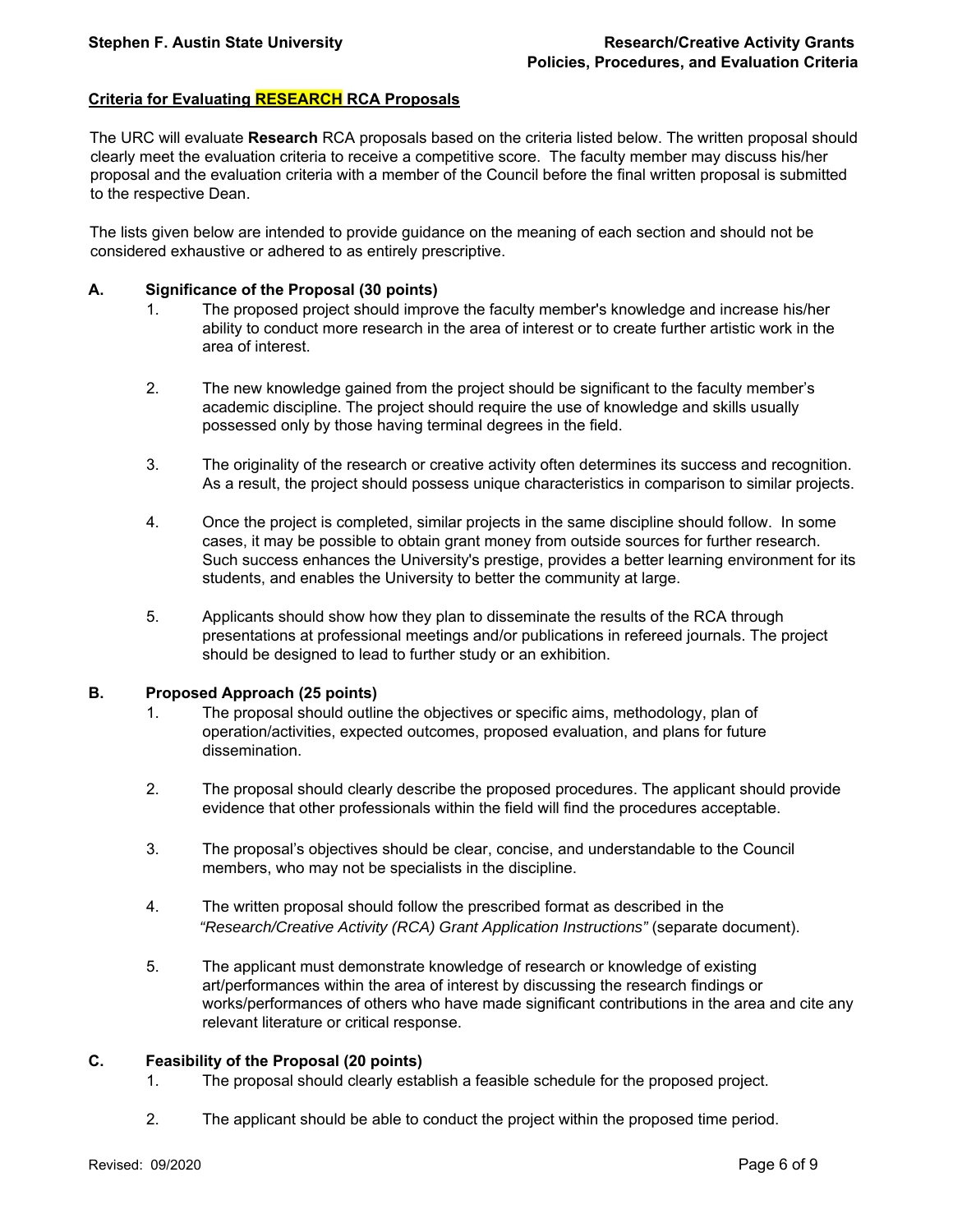## Criteria for Evaluating RESEARCH RCA Proposals

The URC will evaluate **Research** RCA proposals based on the criteria listed below. The written proposal should clearly meet the evaluation criteria to receive a competitive score. The faculty member may discuss his/her proposal and the evaluation criteria with a member of the Council before the final written proposal is submitted to the respective Dean.

The lists given below are intended to provide guidance on the meaning of each section and should not be considered exhaustive or adhered to as entirely prescriptive.

### A. Significance of the Proposal (30 points)

1. The proposed project should improve the faculty member's knowledge and increase his/her ability to conduct more research in the area of interest or to create further artistic work in the area of interest.

2. The new knowledge gained from the project should be significant to the faculty member's academic discipline. The project should require the use of knowledge and skills usually possessed only by those having terminal degrees in the field.

3. The originality of the research or creative activity often determines its success and recognition. As a result, the project should possess unique characteristics in comparison to similar projects.

4. Once the project is completed, similar projects in the same discipline should follow. In some cases, it may be possible to obtain grant money from outside sources for further research. Such success enhances the University's prestige, provides a better learning environment for its students, and enables the University to better the community at large.

5. Applicants should show how they plan to disseminate the results of the RCA through presentations at professional meetings and/or publications in refereed journals. The project should be designed to lead to further study or an exhibition.

### B. Proposed Approach (25 points)

1. The proposal should outline the objectives or specific aims, methodology, plan of operation/activities, expected outcomes, proposed evaluation, and plans for future dissemination.

2. The proposal should clearly describe the proposed procedures. The applicant should provide evidence that other professionals within the field will find the procedures acceptable.

3. The proposal's objectives should be clear, concise, and understandable to the Council members, who may not be specialists in the discipline.

4. The written proposal should follow the prescribed format as described in the *"Research/Creative Activity (RCA) Grant Application Instructions"* (separate document).

5. The applicant must demonstrate knowledge of research or knowledge of existing art/performances within the area of interest by discussing the research findings or works/performances of others who have made significant contributions in the area and cite any relevant literature or critical response.

### C. Feasibility of the Proposal (20 points)

1. The proposal should clearly establish a feasible schedule for the proposed project.

2. The applicant should be able to conduct the project within the proposed time period.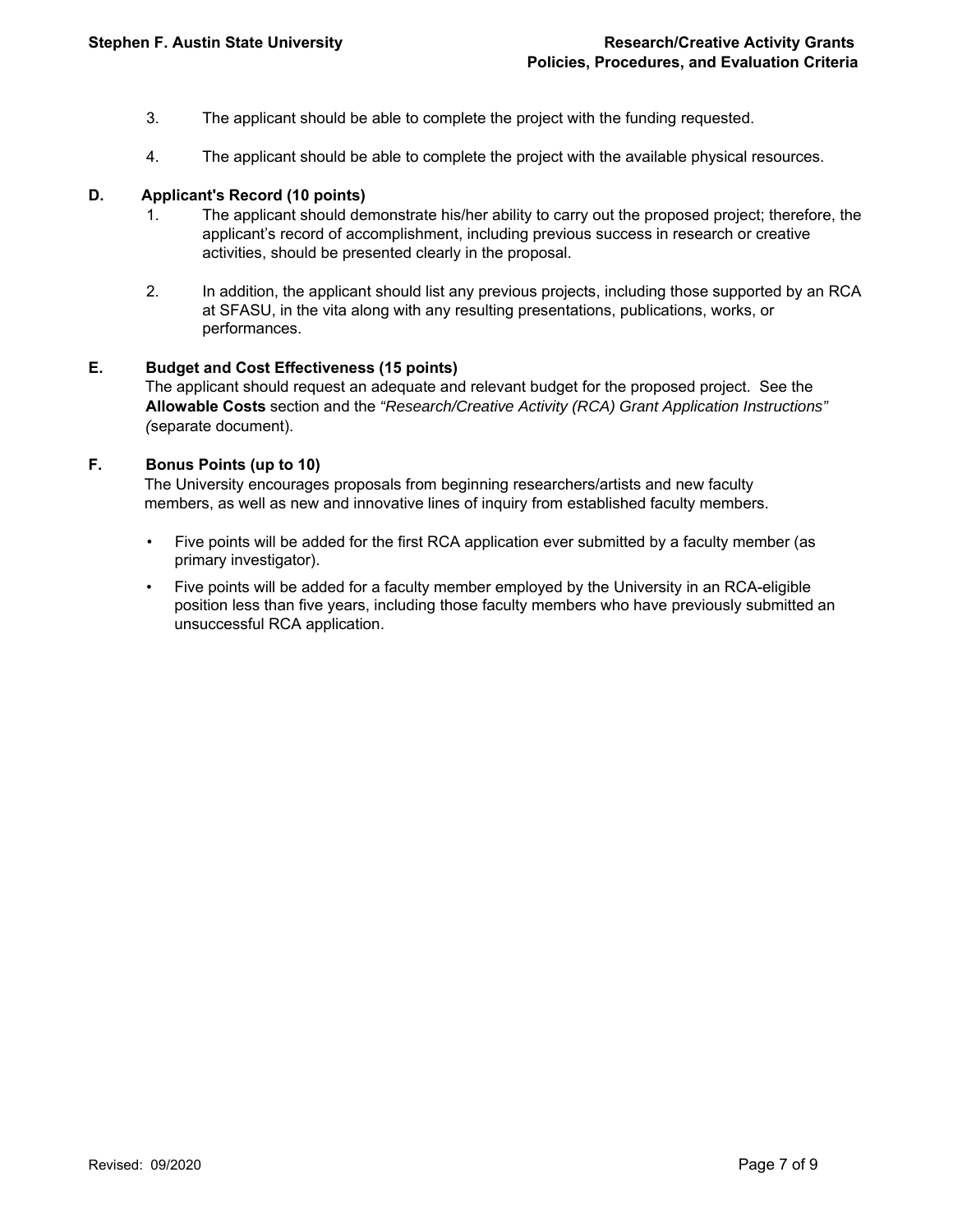3. The applicant should be able to complete the project with the funding requested.

4. The applicant should be able to complete the project with the available physical resources.

**D. Applicant's Record (10 points)**

1. The applicant should demonstrate his/her ability to carry out the proposed project; therefore, the applicant's record of accomplishment, including previous success in research or creative activities, should be presented clearly in the proposal.

2. In addition, the applicant should list any previous projects, including those supported by an RCA at SFASU, in the vita along with any resulting presentations, publications, works, or performances.

**E. Budget and Cost Effectiveness (15 points)**

The applicant should request an adequate and relevant budget for the proposed project. See the **Allowable Costs** section and the *"Research/Creative Activity (RCA) Grant Application Instructions" (*separate document).

**F. Bonus Points (up to 10)**

The University encourages proposals from beginning researchers/artists and new faculty members, as well as new and innovative lines of inquiry from established faculty members.

- Five points will be added for the first RCA application ever submitted by a faculty member (as primary investigator).
- Five points will be added for a faculty member employed by the University in an RCA-eligible position less than five years, including those faculty members who have previously submitted an unsuccessful RCA application.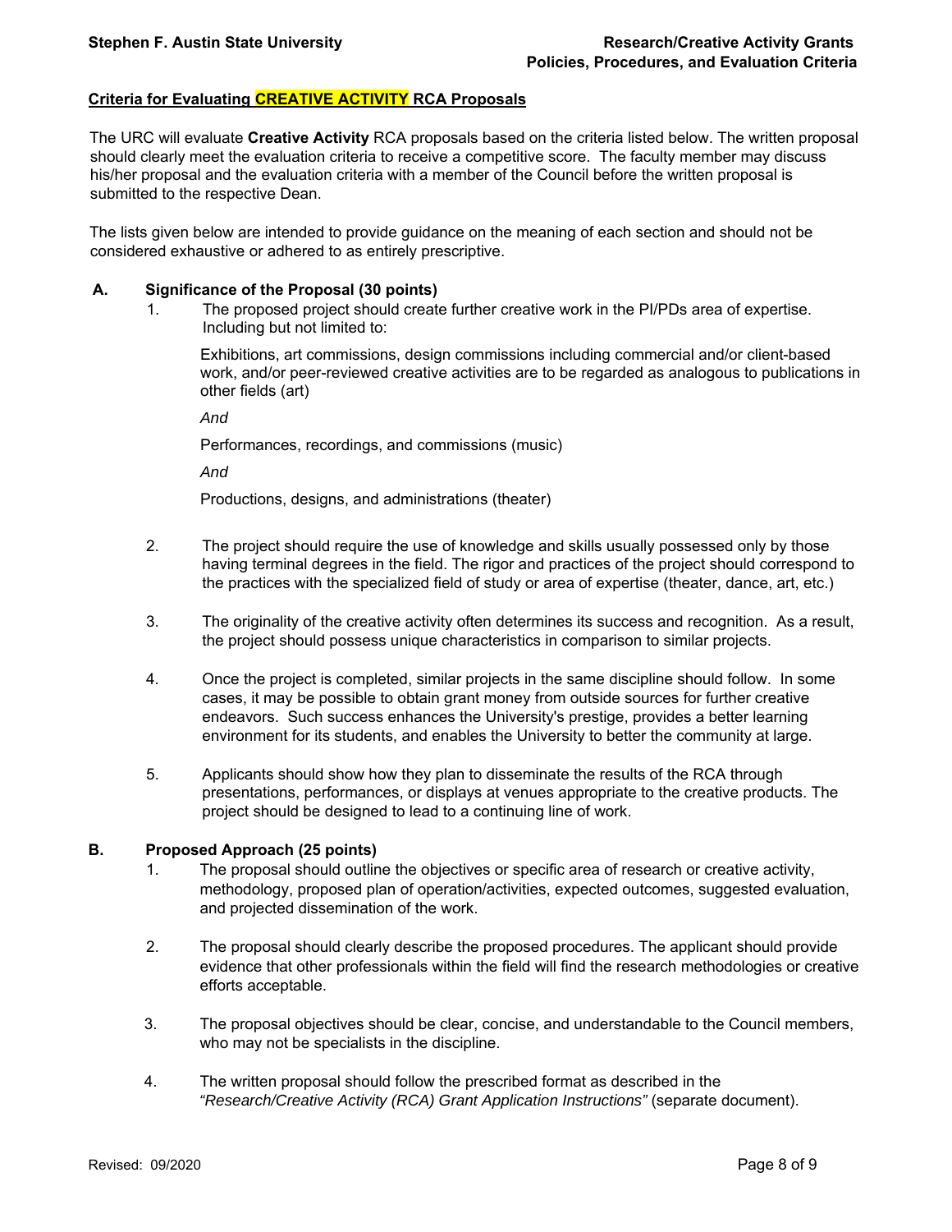## Criteria for Evaluating CREATIVE ACTIVITY RCA Proposals

The URC will evaluate **Creative Activity** RCA proposals based on the criteria listed below. The written proposal should clearly meet the evaluation criteria to receive a competitive score. The faculty member may discuss his/her proposal and the evaluation criteria with a member of the Council before the written proposal is submitted to the respective Dean.

The lists given below are intended to provide guidance on the meaning of each section and should not be considered exhaustive or adhered to as entirely prescriptive.

### A. Significance of the Proposal (30 points)

1. The proposed project should create further creative work in the PI/PDs area of expertise. Including but not limited to:

   Exhibitions, art commissions, design commissions including commercial and/or client-based work, and/or peer-reviewed creative activities are to be regarded as analogous to publications in other fields (art)

   *And*

   Performances, recordings, and commissions (music)

   *And*

   Productions, designs, and administrations (theater)

2. The project should require the use of knowledge and skills usually possessed only by those having terminal degrees in the field. The rigor and practices of the project should correspond to the practices with the specialized field of study or area of expertise (theater, dance, art, etc.)

3. The originality of the creative activity often determines its success and recognition. As a result, the project should possess unique characteristics in comparison to similar projects.

4. Once the project is completed, similar projects in the same discipline should follow. In some cases, it may be possible to obtain grant money from outside sources for further creative endeavors. Such success enhances the University's prestige, provides a better learning environment for its students, and enables the University to better the community at large.

5. Applicants should show how they plan to disseminate the results of the RCA through presentations, performances, or displays at venues appropriate to the creative products. The project should be designed to lead to a continuing line of work.

### B. Proposed Approach (25 points)

1. The proposal should outline the objectives or specific area of research or creative activity, methodology, proposed plan of operation/activities, expected outcomes, suggested evaluation, and projected dissemination of the work.

2. The proposal should clearly describe the proposed procedures. The applicant should provide evidence that other professionals within the field will find the research methodologies or creative efforts acceptable.

3. The proposal objectives should be clear, concise, and understandable to the Council members, who may not be specialists in the discipline.

4. The written proposal should follow the prescribed format as described in the *"Research/Creative Activity (RCA) Grant Application Instructions"* (separate document).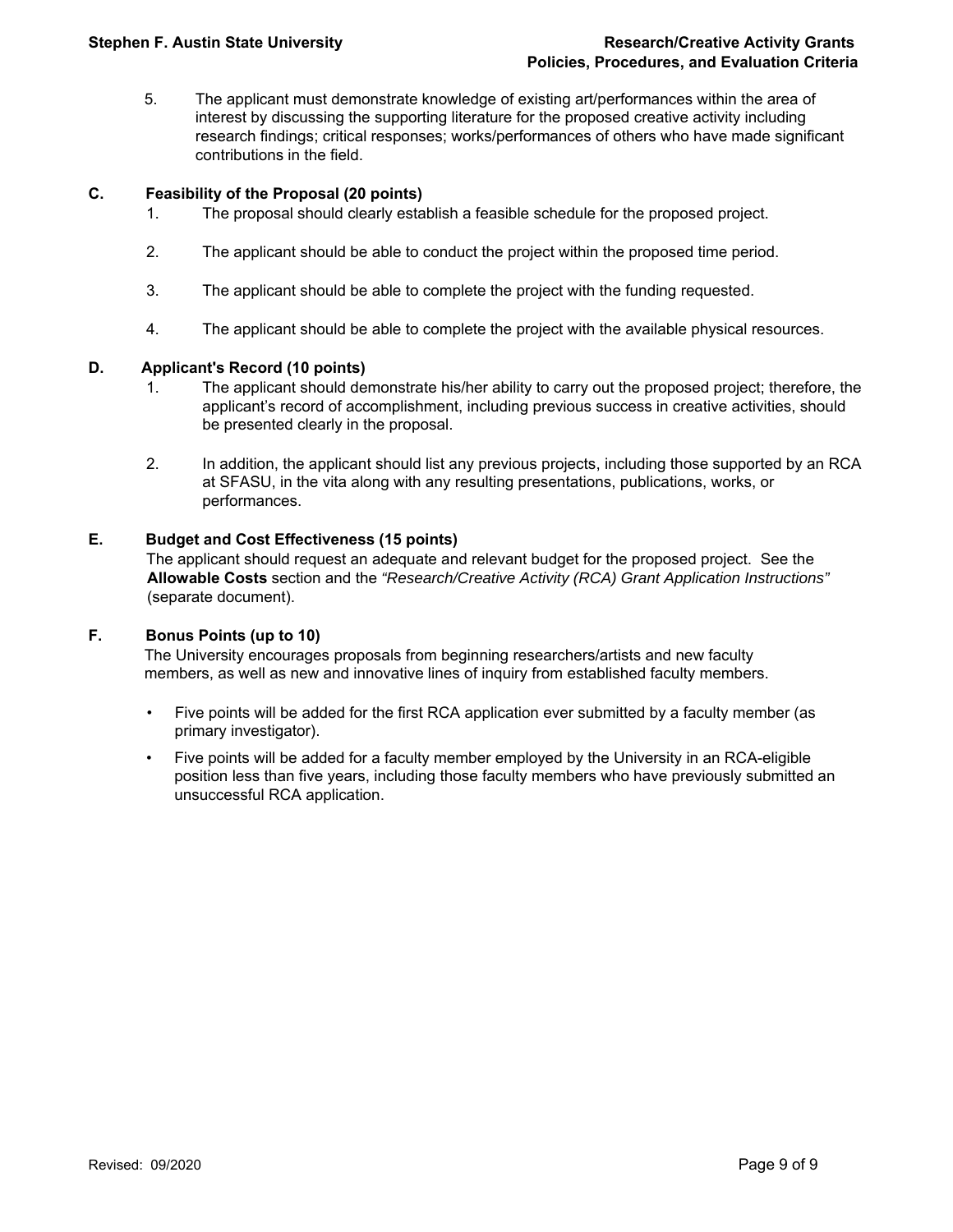5. The applicant must demonstrate knowledge of existing art/performances within the area of interest by discussing the supporting literature for the proposed creative activity including research findings; critical responses; works/performances of others who have made significant contributions in the field.

### C. Feasibility of the Proposal (20 points)

1. The proposal should clearly establish a feasible schedule for the proposed project.
2. The applicant should be able to conduct the project within the proposed time period.
3. The applicant should be able to complete the project with the funding requested.
4. The applicant should be able to complete the project with the available physical resources.

### D. Applicant's Record (10 points)

1. The applicant should demonstrate his/her ability to carry out the proposed project; therefore, the applicant's record of accomplishment, including previous success in creative activities, should be presented clearly in the proposal.
2. In addition, the applicant should list any previous projects, including those supported by an RCA at SFASU, in the vita along with any resulting presentations, publications, works, or performances.

### E. Budget and Cost Effectiveness (15 points)

The applicant should request an adequate and relevant budget for the proposed project. See the **Allowable Costs** section and the *"Research/Creative Activity (RCA) Grant Application Instructions"* (separate document).

### F. Bonus Points (up to 10)

The University encourages proposals from beginning researchers/artists and new faculty members, as well as new and innovative lines of inquiry from established faculty members.

- Five points will be added for the first RCA application ever submitted by a faculty member (as primary investigator).
- Five points will be added for a faculty member employed by the University in an RCA-eligible position less than five years, including those faculty members who have previously submitted an unsuccessful RCA application.

Revised: 09/2020